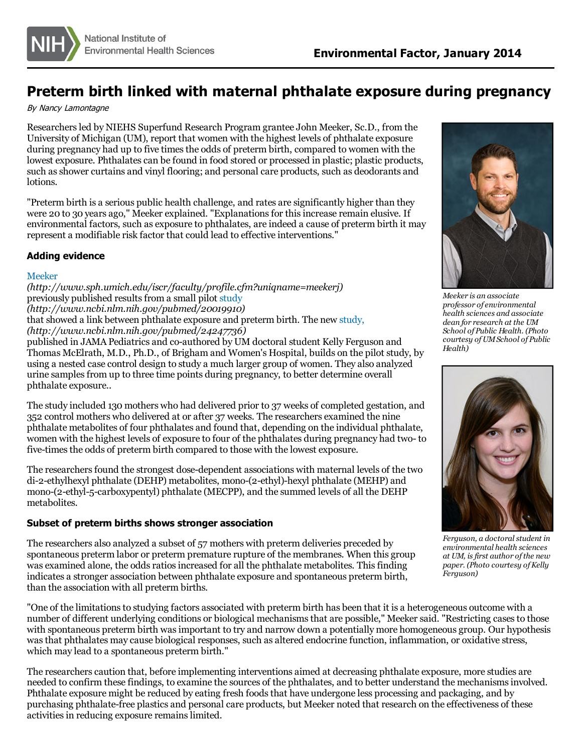# Preterm birth linked with maternal phthalate exposure during pregnancy

*By Nancy Lamontagne*

Researchers led by NIEHS Superfund Research Program grantee John Meeker, Sc.D., from the University of Michigan (UM), report that women with the highest levels of phthalate exposure during pregnancy had up to five times the odds of preterm birth, compared to women with the lowest exposure. Phthalates can be found in food stored or processed in plastic; plastic products, such as shower curtains and vinyl flooring; and personal care products, such as deodorants and lotions.

"Preterm birth is a serious public health challenge, and rates are significantly higher than they were 20 to 30 years ago," Meeker explained. "Explanations for this increase remain elusive. If environmental factors, such as exposure to phthalates, are indeed a cause of preterm birth it may represent a modifiable risk factor that could lead to effective interventions."

### Adding evidence

Meeker *(http://www.sph.umich.edu/iscr/faculty/profile.cfm?uniqname=meekerj)* previously published results from a small pilot study *(http://www.ncbi.nlm.nih.gov/pubmed/20019910)* that showed a link between phthalate exposure and preterm birth. The new study, *(http://www.ncbi.nlm.nih.gov/pubmed/24247736)* published in JAMA Pediatrics and co-authored by UM doctoral student Kelly Ferguson and Thomas McElrath, M.D., Ph.D., of Brigham and Women's Hospital, builds on the pilot study, by using a nested case control design to study a much larger group of women. They also analyzed urine samples from up to three time points during pregnancy, to better determine overall phthalate exposure..

The study included 130 mothers who had delivered prior to 37 weeks of completed gestation, and 352 control mothers who delivered at or after 37 weeks. The researchers examined the nine phthalate metabolites of four phthalates and found that, depending on the individual phthalate, women with the highest levels of exposure to four of the phthalates during pregnancy had two- to five-times the odds of preterm birth compared to those with the lowest exposure.

The researchers found the strongest dose-dependent associations with maternal levels of the two di-2-ethylhexyl phthalate (DEHP) metabolites, mono-(2-ethyl)-hexyl phthalate (MEHP) and mono-(2-ethyl-5-carboxypentyl) phthalate (MECPP), and the summed levels of all the DEHP metabolites.

*Meeker is an associate professor of environmental health sciences and associate dean for research at the UM School of Public Health. (Photo courtesy of UM School of Public Health)*

### Subset of preterm births shows stronger association

The researchers also analyzed a subset of 57 mothers with preterm deliveries preceded by spontaneous preterm labor or preterm premature rupture of the membranes. When this group was examined alone, the odds ratios increased for all the phthalate metabolites. This finding indicates a stronger association between phthalate exposure and spontaneous preterm birth, than the association with all preterm births.

*Ferguson, a doctoral student in environmental health sciences at UM, is first author of the new paper. (Photo courtesy of Kelly Ferguson)*

"One of the limitations to studying factors associated with preterm birth has been that it is a heterogeneous outcome with a number of different underlying conditions or biological mechanisms that are possible," Meeker said. "Restricting cases to those with spontaneous preterm birth was important to try and narrow down a potentially more homogeneous group. Our hypothesis was that phthalates may cause biological responses, such as altered endocrine function, inflammation, or oxidative stress, which may lead to a spontaneous preterm birth."

The researchers caution that, before implementing interventions aimed at decreasing phthalate exposure, more studies are needed to confirm these findings, to examine the sources of the phthalates, and to better understand the mechanisms involved. Phthalate exposure might be reduced by eating fresh foods that have undergone less processing and packaging, and by purchasing phthalate-free plastics and personal care products, but Meeker noted that research on the effectiveness of these activities in reducing exposure remains limited.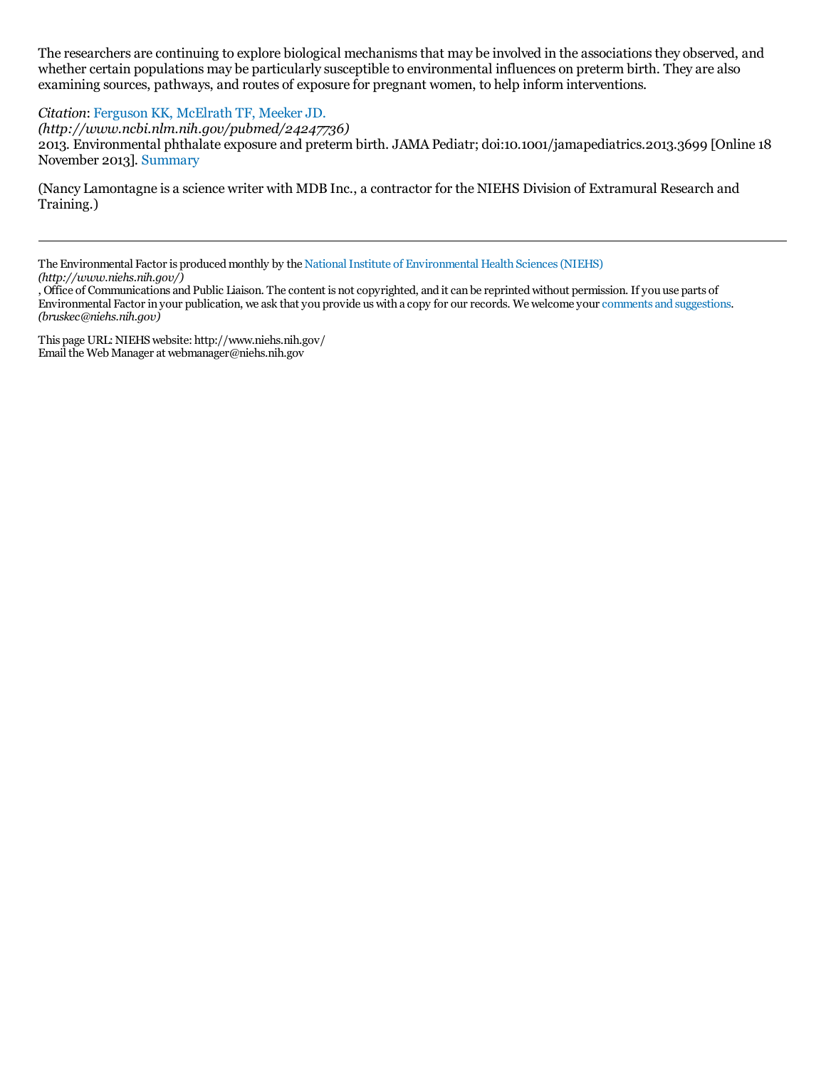The researchers are continuing to explore biological mechanisms that may be involved in the associations they observed, and whether certain populations may be particularly susceptible to environmental influences on preterm birth. They are also examining sources, pathways, and routes of exposure for pregnant women, to help inform interventions.

*Citation*: Ferguson KK, McElrath TF, Meeker JD.
*(http://www.ncbi.nlm.nih.gov/pubmed/24247736)*
2013. Environmental phthalate exposure and preterm birth. JAMA Pediatr; doi:10.1001/jamapediatrics.2013.3699 [Online 18 November 2013]. Summary

(Nancy Lamontagne is a science writer with MDB Inc., a contractor for the NIEHS Division of Extramural Research and Training.)

---

The Environmental Factor is produced monthly by the National Institute of Environmental Health Sciences (NIEHS)
*(http://www.niehs.nih.gov/)*
, Office of Communications and Public Liaison. The content is not copyrighted, and it can be reprinted without permission. If you use parts of Environmental Factor in your publication, we ask that you provide us with a copy for our records. We welcome your comments and suggestions.
*(bruskec@niehs.nih.gov)*

This page URL: NIEHS website: http://www.niehs.nih.gov/
Email the Web Manager at webmanager@niehs.nih.gov